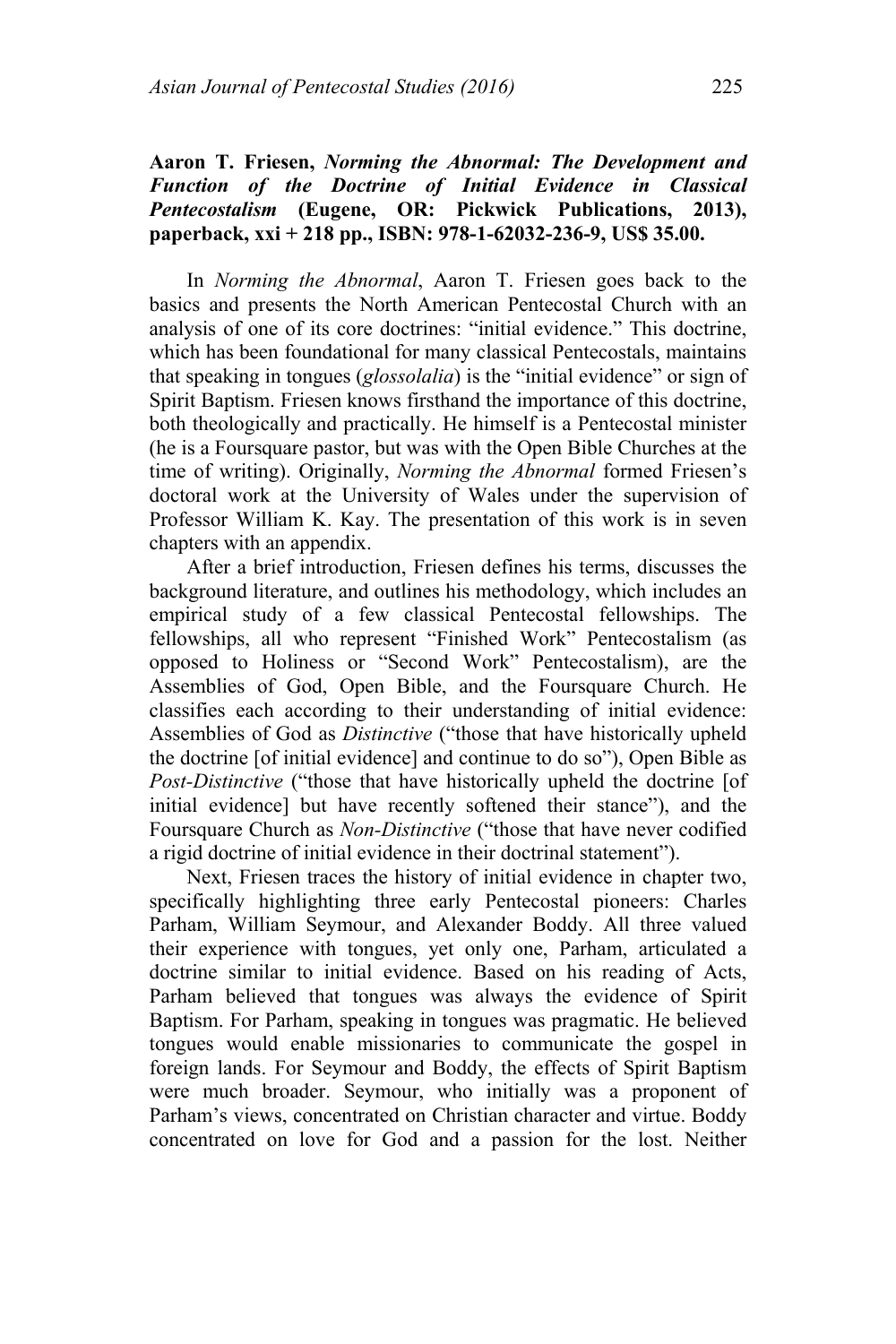**Aaron T. Friesen, *Norming the Abnormal: The Development and Function of the Doctrine of Initial Evidence in Classical Pentecostalism* (Eugene, OR: Pickwick Publications, 2013), paperback, xxi + 218 pp., ISBN: 978-1-62032-236-9, US$ 35.00.**

In *Norming the Abnormal*, Aaron T. Friesen goes back to the basics and presents the North American Pentecostal Church with an analysis of one of its core doctrines: "initial evidence." This doctrine, which has been foundational for many classical Pentecostals, maintains that speaking in tongues (*glossolalia*) is the "initial evidence" or sign of Spirit Baptism. Friesen knows firsthand the importance of this doctrine, both theologically and practically. He himself is a Pentecostal minister (he is a Foursquare pastor, but was with the Open Bible Churches at the time of writing). Originally, *Norming the Abnormal* formed Friesen's doctoral work at the University of Wales under the supervision of Professor William K. Kay. The presentation of this work is in seven chapters with an appendix.

After a brief introduction, Friesen defines his terms, discusses the background literature, and outlines his methodology, which includes an empirical study of a few classical Pentecostal fellowships. The fellowships, all who represent "Finished Work" Pentecostalism (as opposed to Holiness or "Second Work" Pentecostalism), are the Assemblies of God, Open Bible, and the Foursquare Church. He classifies each according to their understanding of initial evidence: Assemblies of God as *Distinctive* ("those that have historically upheld the doctrine [of initial evidence] and continue to do so"), Open Bible as *Post-Distinctive* ("those that have historically upheld the doctrine [of initial evidence] but have recently softened their stance"), and the Foursquare Church as *Non-Distinctive* ("those that have never codified a rigid doctrine of initial evidence in their doctrinal statement").

Next, Friesen traces the history of initial evidence in chapter two, specifically highlighting three early Pentecostal pioneers: Charles Parham, William Seymour, and Alexander Boddy. All three valued their experience with tongues, yet only one, Parham, articulated a doctrine similar to initial evidence. Based on his reading of Acts, Parham believed that tongues was always the evidence of Spirit Baptism. For Parham, speaking in tongues was pragmatic. He believed tongues would enable missionaries to communicate the gospel in foreign lands. For Seymour and Boddy, the effects of Spirit Baptism were much broader. Seymour, who initially was a proponent of Parham's views, concentrated on Christian character and virtue. Boddy concentrated on love for God and a passion for the lost. Neither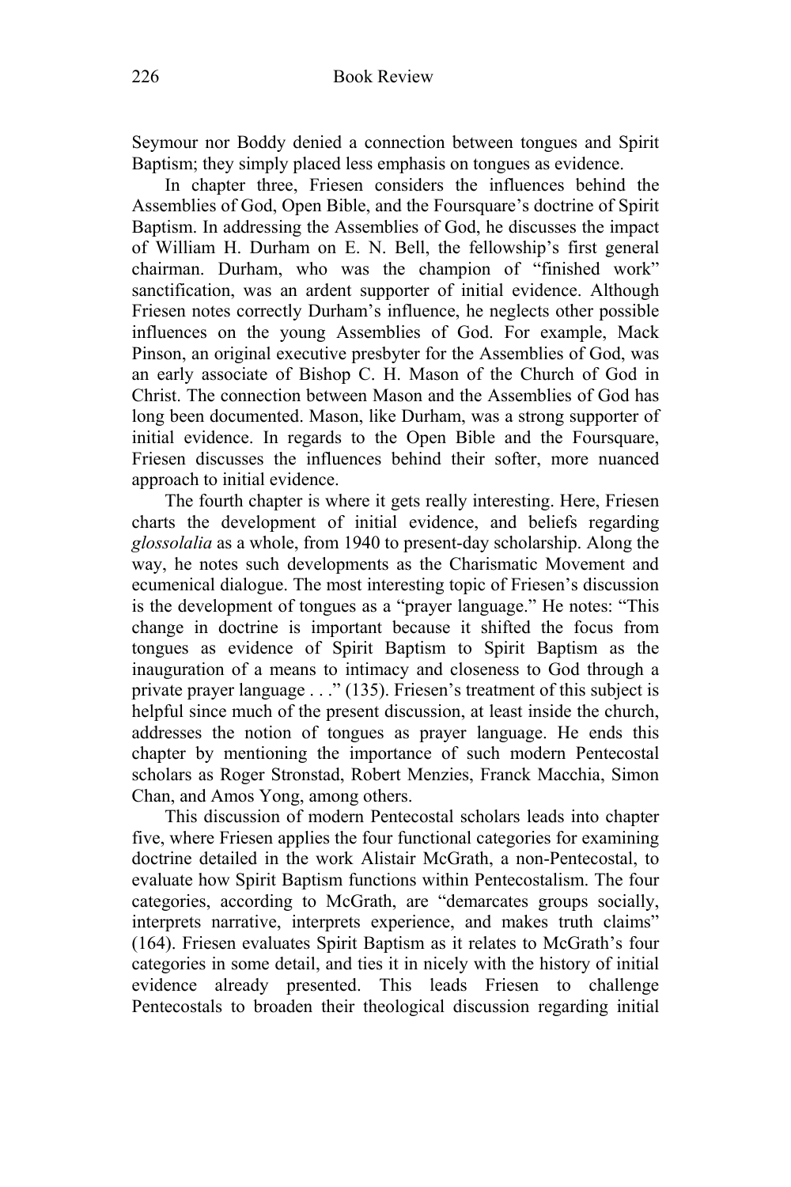Seymour nor Boddy denied a connection between tongues and Spirit Baptism; they simply placed less emphasis on tongues as evidence.

In chapter three, Friesen considers the influences behind the Assemblies of God, Open Bible, and the Foursquare's doctrine of Spirit Baptism. In addressing the Assemblies of God, he discusses the impact of William H. Durham on E. N. Bell, the fellowship's first general chairman. Durham, who was the champion of "finished work" sanctification, was an ardent supporter of initial evidence. Although Friesen notes correctly Durham's influence, he neglects other possible influences on the young Assemblies of God. For example, Mack Pinson, an original executive presbyter for the Assemblies of God, was an early associate of Bishop C. H. Mason of the Church of God in Christ. The connection between Mason and the Assemblies of God has long been documented. Mason, like Durham, was a strong supporter of initial evidence. In regards to the Open Bible and the Foursquare, Friesen discusses the influences behind their softer, more nuanced approach to initial evidence.

The fourth chapter is where it gets really interesting. Here, Friesen charts the development of initial evidence, and beliefs regarding *glossolalia* as a whole, from 1940 to present-day scholarship. Along the way, he notes such developments as the Charismatic Movement and ecumenical dialogue. The most interesting topic of Friesen's discussion is the development of tongues as a "prayer language." He notes: "This change in doctrine is important because it shifted the focus from tongues as evidence of Spirit Baptism to Spirit Baptism as the inauguration of a means to intimacy and closeness to God through a private prayer language . . ." (135). Friesen's treatment of this subject is helpful since much of the present discussion, at least inside the church, addresses the notion of tongues as prayer language. He ends this chapter by mentioning the importance of such modern Pentecostal scholars as Roger Stronstad, Robert Menzies, Franck Macchia, Simon Chan, and Amos Yong, among others.

This discussion of modern Pentecostal scholars leads into chapter five, where Friesen applies the four functional categories for examining doctrine detailed in the work Alistair McGrath, a non-Pentecostal, to evaluate how Spirit Baptism functions within Pentecostalism. The four categories, according to McGrath, are "demarcates groups socially, interprets narrative, interprets experience, and makes truth claims" (164). Friesen evaluates Spirit Baptism as it relates to McGrath's four categories in some detail, and ties it in nicely with the history of initial evidence already presented. This leads Friesen to challenge Pentecostals to broaden their theological discussion regarding initial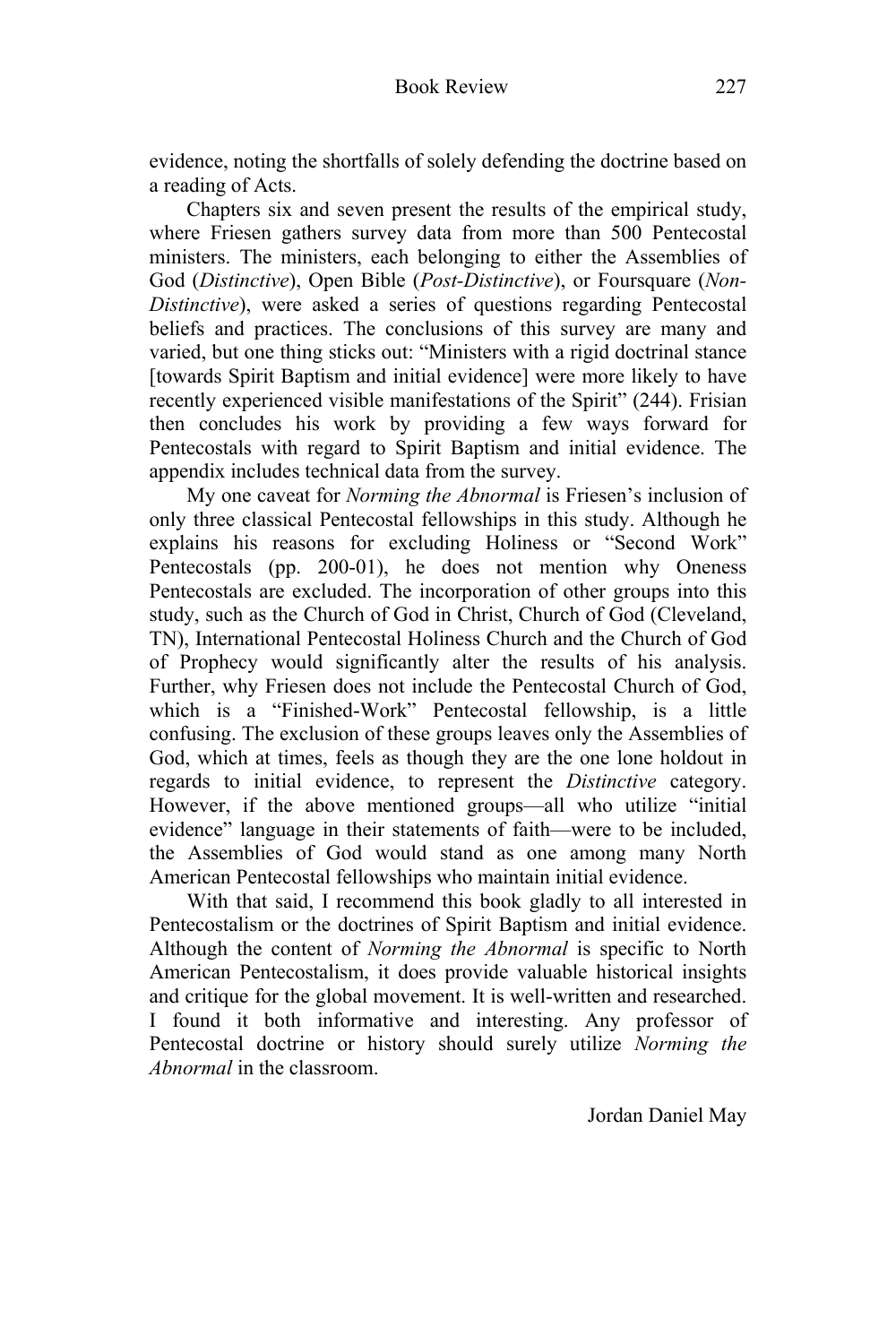evidence, noting the shortfalls of solely defending the doctrine based on a reading of Acts.

Chapters six and seven present the results of the empirical study, where Friesen gathers survey data from more than 500 Pentecostal ministers. The ministers, each belonging to either the Assemblies of God (*Distinctive*), Open Bible (*Post-Distinctive*), or Foursquare (*Non-Distinctive*), were asked a series of questions regarding Pentecostal beliefs and practices. The conclusions of this survey are many and varied, but one thing sticks out: "Ministers with a rigid doctrinal stance [towards Spirit Baptism and initial evidence] were more likely to have recently experienced visible manifestations of the Spirit" (244). Frisian then concludes his work by providing a few ways forward for Pentecostals with regard to Spirit Baptism and initial evidence. The appendix includes technical data from the survey.

My one caveat for *Norming the Abnormal* is Friesen's inclusion of only three classical Pentecostal fellowships in this study. Although he explains his reasons for excluding Holiness or "Second Work" Pentecostals (pp. 200-01), he does not mention why Oneness Pentecostals are excluded. The incorporation of other groups into this study, such as the Church of God in Christ, Church of God (Cleveland, TN), International Pentecostal Holiness Church and the Church of God of Prophecy would significantly alter the results of his analysis. Further, why Friesen does not include the Pentecostal Church of God, which is a "Finished-Work" Pentecostal fellowship, is a little confusing. The exclusion of these groups leaves only the Assemblies of God, which at times, feels as though they are the one lone holdout in regards to initial evidence, to represent the *Distinctive* category. However, if the above mentioned groups—all who utilize "initial evidence" language in their statements of faith—were to be included, the Assemblies of God would stand as one among many North American Pentecostal fellowships who maintain initial evidence.

With that said, I recommend this book gladly to all interested in Pentecostalism or the doctrines of Spirit Baptism and initial evidence. Although the content of *Norming the Abnormal* is specific to North American Pentecostalism, it does provide valuable historical insights and critique for the global movement. It is well-written and researched. I found it both informative and interesting. Any professor of Pentecostal doctrine or history should surely utilize *Norming the Abnormal* in the classroom.

Jordan Daniel May